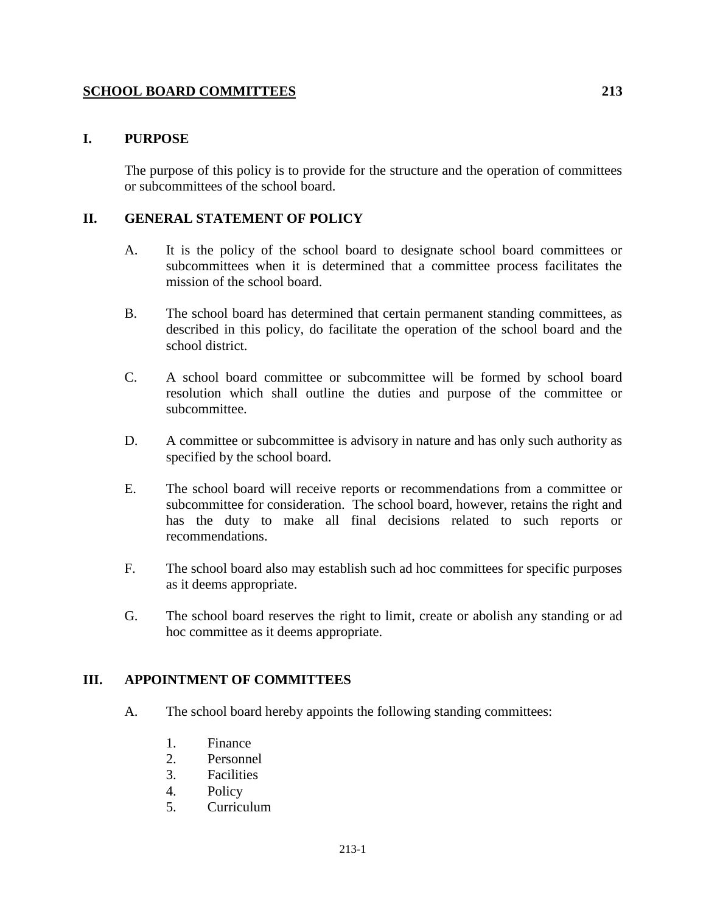# SCHOOL BOARD COMMITTEES 213

## I. PURPOSE

The purpose of this policy is to provide for the structure and the operation of committees or subcommittees of the school board.

## II. GENERAL STATEMENT OF POLICY

A. It is the policy of the school board to designate school board committees or subcommittees when it is determined that a committee process facilitates the mission of the school board.

B. The school board has determined that certain permanent standing committees, as described in this policy, do facilitate the operation of the school board and the school district.

C. A school board committee or subcommittee will be formed by school board resolution which shall outline the duties and purpose of the committee or subcommittee.

D. A committee or subcommittee is advisory in nature and has only such authority as specified by the school board.

E. The school board will receive reports or recommendations from a committee or subcommittee for consideration. The school board, however, retains the right and has the duty to make all final decisions related to such reports or recommendations.

F. The school board also may establish such ad hoc committees for specific purposes as it deems appropriate.

G. The school board reserves the right to limit, create or abolish any standing or ad hoc committee as it deems appropriate.

## III. APPOINTMENT OF COMMITTEES

A. The school board hereby appoints the following standing committees:

1. Finance
2. Personnel
3. Facilities
4. Policy
5. Curriculum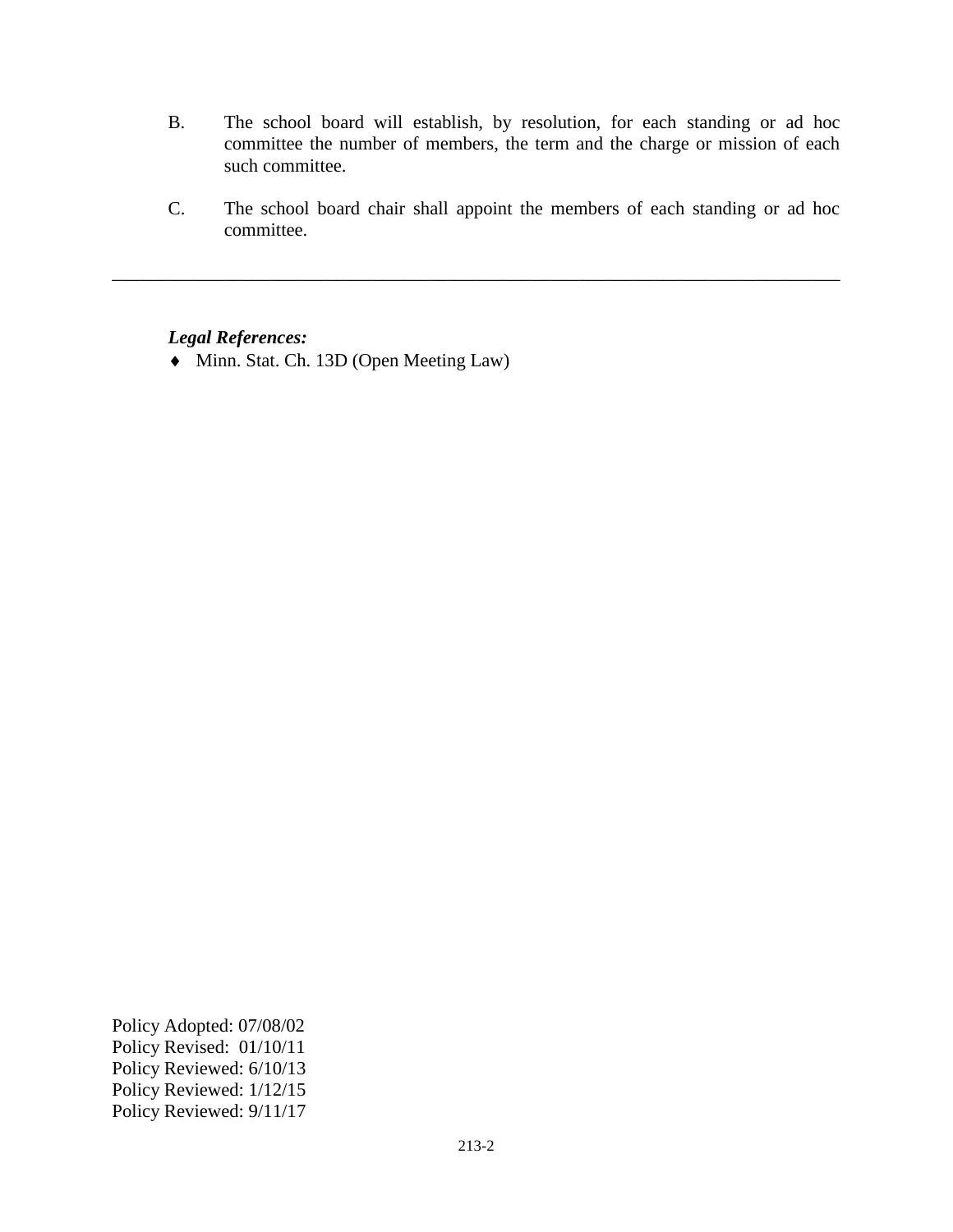B. The school board will establish, by resolution, for each standing or ad hoc committee the number of members, the term and the charge or mission of each such committee.

C. The school board chair shall appoint the members of each standing or ad hoc committee.

---

***Legal References:***

- Minn. Stat. Ch. 13D (Open Meeting Law)

Policy Adopted: 07/08/02
Policy Revised: 01/10/11
Policy Reviewed: 6/10/13
Policy Reviewed: 1/12/15
Policy Reviewed: 9/11/17